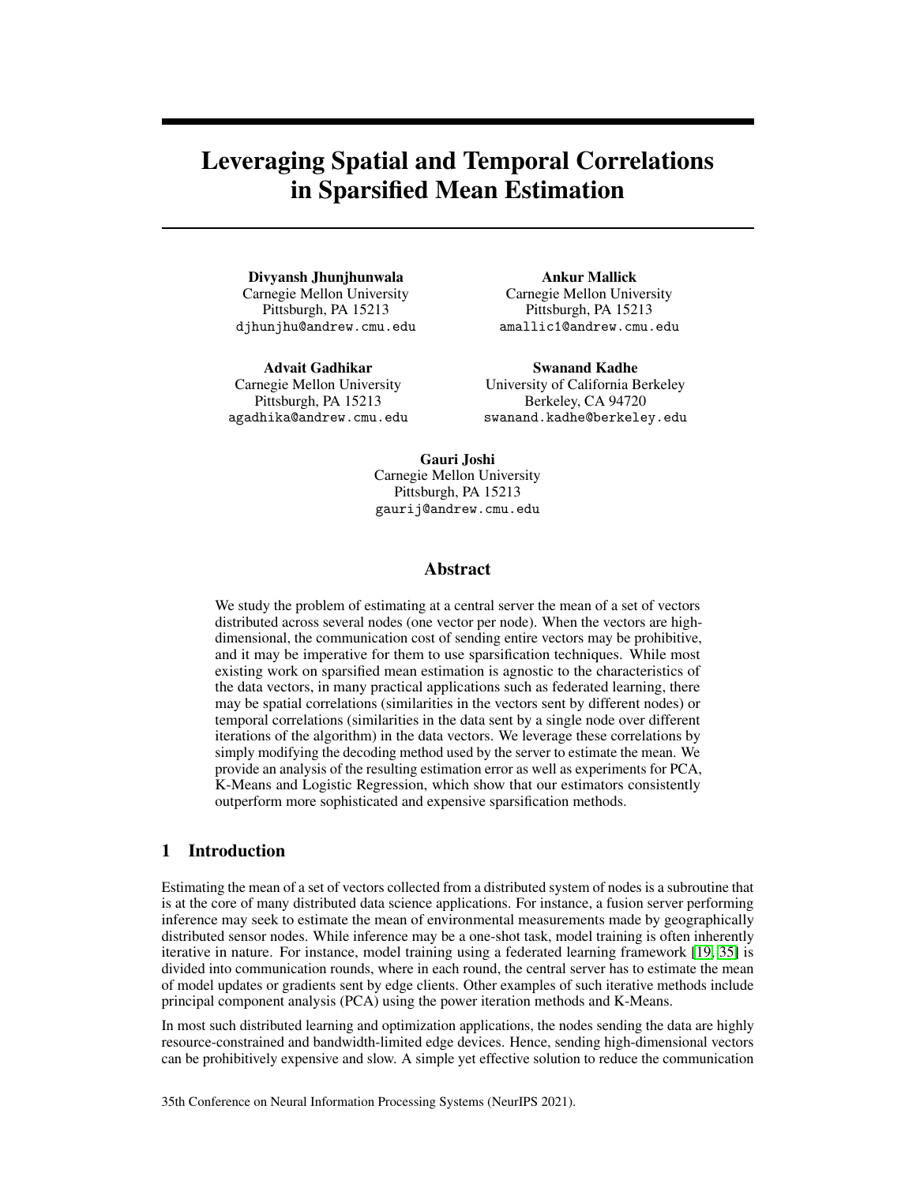# Leveraging Spatial and Temporal Correlations in Sparsified Mean Estimation

**Divyansh Jhunjhunwala**
Carnegie Mellon University
Pittsburgh, PA 15213
djhunjhu@andrew.cmu.edu

**Ankur Mallick**
Carnegie Mellon University
Pittsburgh, PA 15213
amallic1@andrew.cmu.edu

**Advait Gadhikar**
Carnegie Mellon University
Pittsburgh, PA 15213
agadhika@andrew.cmu.edu

**Swanand Kadhe**
University of California Berkeley
Berkeley, CA 94720
swanand.kadhe@berkeley.edu

**Gauri Joshi**
Carnegie Mellon University
Pittsburgh, PA 15213
gaurij@andrew.cmu.edu

## Abstract

We study the problem of estimating at a central server the mean of a set of vectors distributed across several nodes (one vector per node). When the vectors are high-dimensional, the communication cost of sending entire vectors may be prohibitive, and it may be imperative for them to use sparsification techniques. While most existing work on sparsified mean estimation is agnostic to the characteristics of the data vectors, in many practical applications such as federated learning, there may be spatial correlations (similarities in the vectors sent by different nodes) or temporal correlations (similarities in the data sent by a single node over different iterations of the algorithm) in the data vectors. We leverage these correlations by simply modifying the decoding method used by the server to estimate the mean. We provide an analysis of the resulting estimation error as well as experiments for PCA, K-Means and Logistic Regression, which show that our estimators consistently outperform more sophisticated and expensive sparsification methods.

## 1 Introduction

Estimating the mean of a set of vectors collected from a distributed system of nodes is a subroutine that is at the core of many distributed data science applications. For instance, a fusion server performing inference may seek to estimate the mean of environmental measurements made by geographically distributed sensor nodes. While inference may be a one-shot task, model training is often inherently iterative in nature. For instance, model training using a federated learning framework [19, 35] is divided into communication rounds, where in each round, the central server has to estimate the mean of model updates or gradients sent by edge clients. Other examples of such iterative methods include principal component analysis (PCA) using the power iteration methods and K-Means.

In most such distributed learning and optimization applications, the nodes sending the data are highly resource-constrained and bandwidth-limited edge devices. Hence, sending high-dimensional vectors can be prohibitively expensive and slow. A simple yet effective solution to reduce the communication

35th Conference on Neural Information Processing Systems (NeurIPS 2021).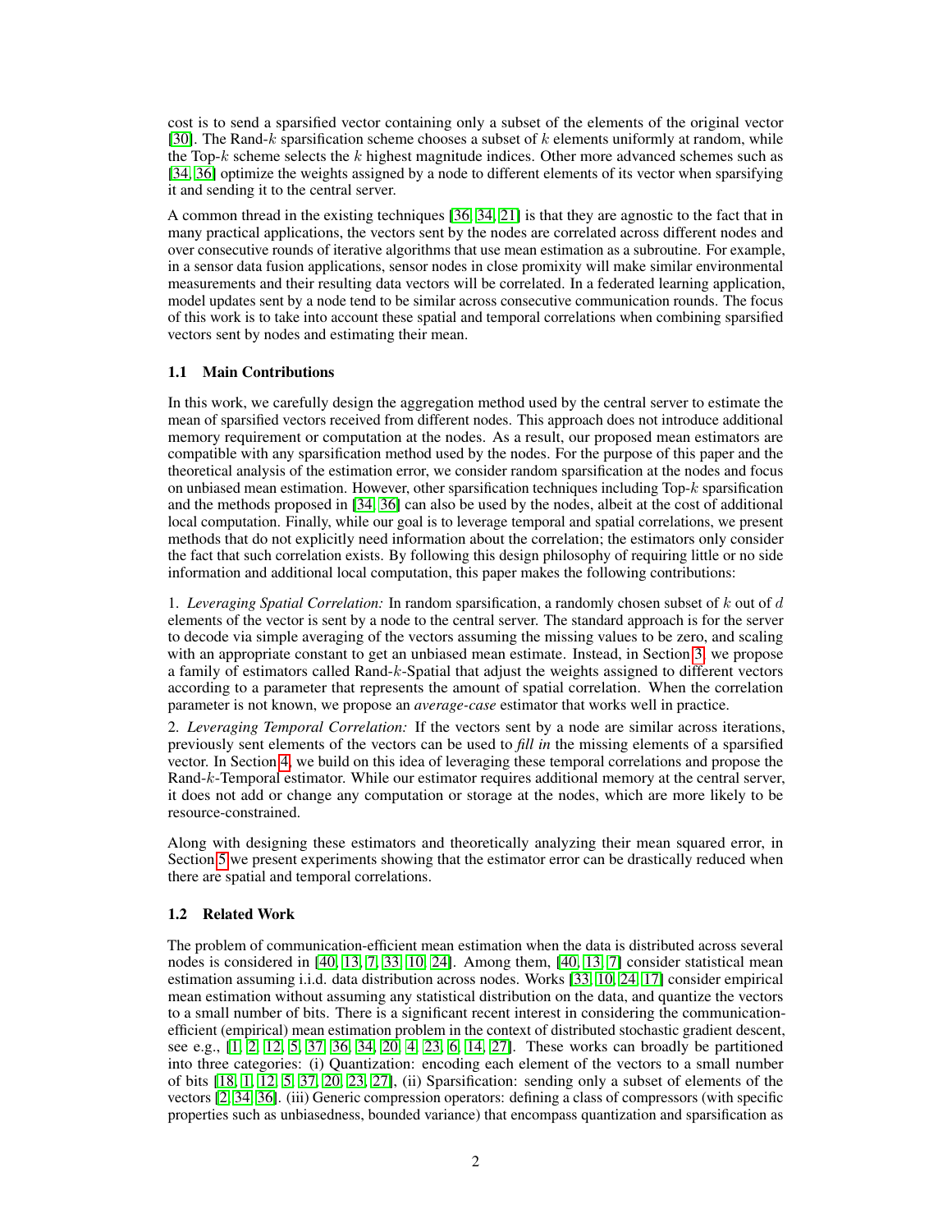cost is to send a sparsified vector containing only a subset of the elements of the original vector [30]. The Rand-$k$ sparsification scheme chooses a subset of $k$ elements uniformly at random, while the Top-$k$ scheme selects the $k$ highest magnitude indices. Other more advanced schemes such as [34, 36] optimize the weights assigned by a node to different elements of its vector when sparsifying it and sending it to the central server.

A common thread in the existing techniques [36, 34, 21] is that they are agnostic to the fact that in many practical applications, the vectors sent by the nodes are correlated across different nodes and over consecutive rounds of iterative algorithms that use mean estimation as a subroutine. For example, in a sensor data fusion applications, sensor nodes in close promixity will make similar environmental measurements and their resulting data vectors will be correlated. In a federated learning application, model updates sent by a node tend to be similar across consecutive communication rounds. The focus of this work is to take into account these spatial and temporal correlations when combining sparsified vectors sent by nodes and estimating their mean.

### 1.1 Main Contributions

In this work, we carefully design the aggregation method used by the central server to estimate the mean of sparsified vectors received from different nodes. This approach does not introduce additional memory requirement or computation at the nodes. As a result, our proposed mean estimators are compatible with any sparsification method used by the nodes. For the purpose of this paper and the theoretical analysis of the estimation error, we consider random sparsification at the nodes and focus on unbiased mean estimation. However, other sparsification techniques including Top-$k$ sparsification and the methods proposed in [34, 36] can also be used by the nodes, albeit at the cost of additional local computation. Finally, while our goal is to leverage temporal and spatial correlations, we present methods that do not explicitly need information about the correlation; the estimators only consider the fact that such correlation exists. By following this design philosophy of requiring little or no side information and additional local computation, this paper makes the following contributions:

1. *Leveraging Spatial Correlation:* In random sparsification, a randomly chosen subset of $k$ out of $d$ elements of the vector is sent by a node to the central server. The standard approach is for the server to decode via simple averaging of the vectors assuming the missing values to be zero, and scaling with an appropriate constant to get an unbiased mean estimate. Instead, in Section 3, we propose a family of estimators called Rand-$k$-Spatial that adjust the weights assigned to different vectors according to a parameter that represents the amount of spatial correlation. When the correlation parameter is not known, we propose an *average-case* estimator that works well in practice.

2. *Leveraging Temporal Correlation:* If the vectors sent by a node are similar across iterations, previously sent elements of the vectors can be used to *fill in* the missing elements of a sparsified vector. In Section 4, we build on this idea of leveraging these temporal correlations and propose the Rand-$k$-Temporal estimator. While our estimator requires additional memory at the central server, it does not add or change any computation or storage at the nodes, which are more likely to be resource-constrained.

Along with designing these estimators and theoretically analyzing their mean squared error, in Section 5 we present experiments showing that the estimator error can be drastically reduced when there are spatial and temporal correlations.

### 1.2 Related Work

The problem of communication-efficient mean estimation when the data is distributed across several nodes is considered in [40, 13, 7, 33, 10, 24]. Among them, [40, 13, 7] consider statistical mean estimation assuming i.i.d. data distribution across nodes. Works [33, 10, 24, 17] consider empirical mean estimation without assuming any statistical distribution on the data, and quantize the vectors to a small number of bits. There is a significant recent interest in considering the communication-efficient (empirical) mean estimation problem in the context of distributed stochastic gradient descent, see e.g., [1, 2, 12, 5, 37, 36, 34, 20, 4, 23, 6, 14, 27]. These works can broadly be partitioned into three categories: (i) Quantization: encoding each element of the vectors to a small number of bits [18, 1, 12, 5, 37, 20, 23, 27], (ii) Sparsification: sending only a subset of elements of the vectors [2, 34, 36]. (iii) Generic compression operators: defining a class of compressors (with specific properties such as unbiasedness, bounded variance) that encompass quantization and sparsification as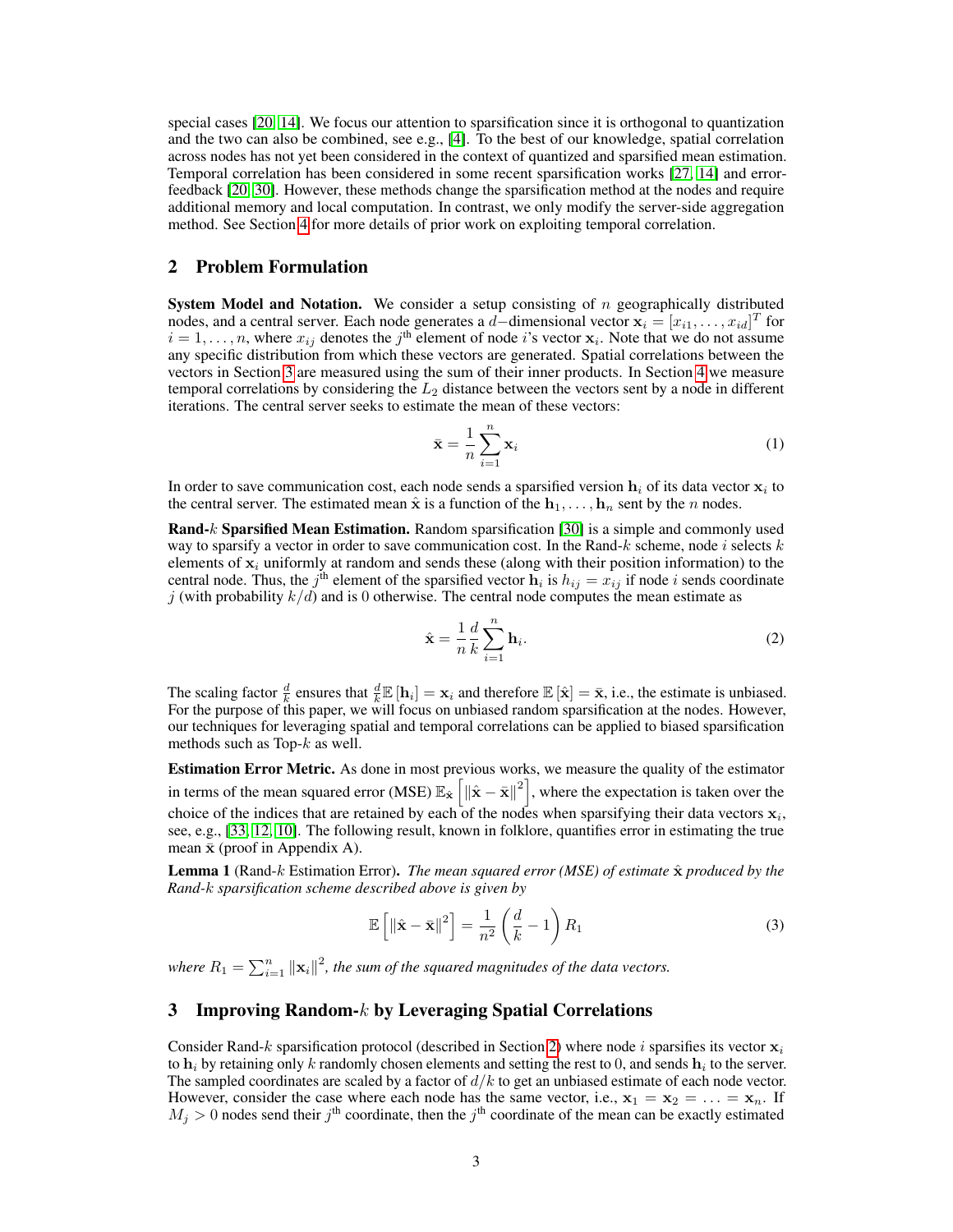special cases [20, 14]. We focus our attention to sparsification since it is orthogonal to quantization and the two can also be combined, see e.g., [4]. To the best of our knowledge, spatial correlation across nodes has not yet been considered in the context of quantized and sparsified mean estimation. Temporal correlation has been considered in some recent sparsification works [27, 14] and error-feedback [20, 30]. However, these methods change the sparsification method at the nodes and require additional memory and local computation. In contrast, we only modify the server-side aggregation method. See Section 4 for more details of prior work on exploiting temporal correlation.

## 2 Problem Formulation

**System Model and Notation.** We consider a setup consisting of $n$ geographically distributed nodes, and a central server. Each node generates a $d-$dimensional vector $\mathbf{x}_i = [x_{i1}, \ldots, x_{id}]^T$ for $i = 1, \ldots, n$, where $x_{ij}$ denotes the $j^{\text{th}}$ element of node $i$'s vector $\mathbf{x}_i$. Note that we do not assume any specific distribution from which these vectors are generated. Spatial correlations between the vectors in Section 3 are measured using the sum of their inner products. In Section 4 we measure temporal correlations by considering the $L_2$ distance between the vectors sent by a node in different iterations. The central server seeks to estimate the mean of these vectors:

$$\bar{\mathbf{x}} = \frac{1}{n} \sum_{i=1}^{n} \mathbf{x}_i \tag{1}$$

In order to save communication cost, each node sends a sparsified version $\mathbf{h}_i$ of its data vector $\mathbf{x}_i$ to the central server. The estimated mean $\hat{\mathbf{x}}$ is a function of the $\mathbf{h}_1, \ldots, \mathbf{h}_n$ sent by the $n$ nodes.

**Rand-$k$ Sparsified Mean Estimation.** Random sparsification [30] is a simple and commonly used way to sparsify a vector in order to save communication cost. In the Rand-$k$ scheme, node $i$ selects $k$ elements of $\mathbf{x}_i$ uniformly at random and sends these (along with their position information) to the central node. Thus, the $j^{\text{th}}$ element of the sparsified vector $\mathbf{h}_i$ is $h_{ij} = x_{ij}$ if node $i$ sends coordinate $j$ (with probability $k/d$) and is 0 otherwise. The central node computes the mean estimate as

$$\hat{\mathbf{x}} = \frac{1}{n} \frac{d}{k} \sum_{i=1}^{n} \mathbf{h}_i. \tag{2}$$

The scaling factor $\frac{d}{k}$ ensures that $\frac{d}{k}\mathbb{E}[\mathbf{h}_i] = \mathbf{x}_i$ and therefore $\mathbb{E}[\hat{\mathbf{x}}] = \bar{\mathbf{x}}$, i.e., the estimate is unbiased. For the purpose of this paper, we will focus on unbiased random sparsification at the nodes. However, our techniques for leveraging spatial and temporal correlations can be applied to biased sparsification methods such as Top-$k$ as well.

**Estimation Error Metric.** As done in most previous works, we measure the quality of the estimator in terms of the mean squared error (MSE) $\mathbb{E}_{\hat{\mathbf{x}}}\left[\|\hat{\mathbf{x}} - \bar{\mathbf{x}}\|^2\right]$, where the expectation is taken over the choice of the indices that are retained by each of the nodes when sparsifying their data vectors $\mathbf{x}_i$, see, e.g., [33, 12, 10]. The following result, known in folklore, quantifies error in estimating the true mean $\bar{\mathbf{x}}$ (proof in Appendix A).

**Lemma 1** (Rand-$k$ Estimation Error). *The mean squared error (MSE) of estimate $\hat{\mathbf{x}}$ produced by the Rand-$k$ sparsification scheme described above is given by*

$$\mathbb{E}\left[\|\hat{\mathbf{x}} - \bar{\mathbf{x}}\|^2\right] = \frac{1}{n^2}\left(\frac{d}{k} - 1\right) R_1 \tag{3}$$

*where $R_1 = \sum_{i=1}^{n} \|\mathbf{x}_i\|^2$, the sum of the squared magnitudes of the data vectors.*

## 3 Improving Random-$k$ by Leveraging Spatial Correlations

Consider Rand-$k$ sparsification protocol (described in Section 2) where node $i$ sparsifies its vector $\mathbf{x}_i$ to $\mathbf{h}_i$ by retaining only $k$ randomly chosen elements and setting the rest to 0, and sends $\mathbf{h}_i$ to the server. The sampled coordinates are scaled by a factor of $d/k$ to get an unbiased estimate of each node vector. However, consider the case where each node has the same vector, i.e., $\mathbf{x}_1 = \mathbf{x}_2 = \ldots = \mathbf{x}_n$. If $M_j > 0$ nodes send their $j^{\text{th}}$ coordinate, then the $j^{\text{th}}$ coordinate of the mean can be exactly estimated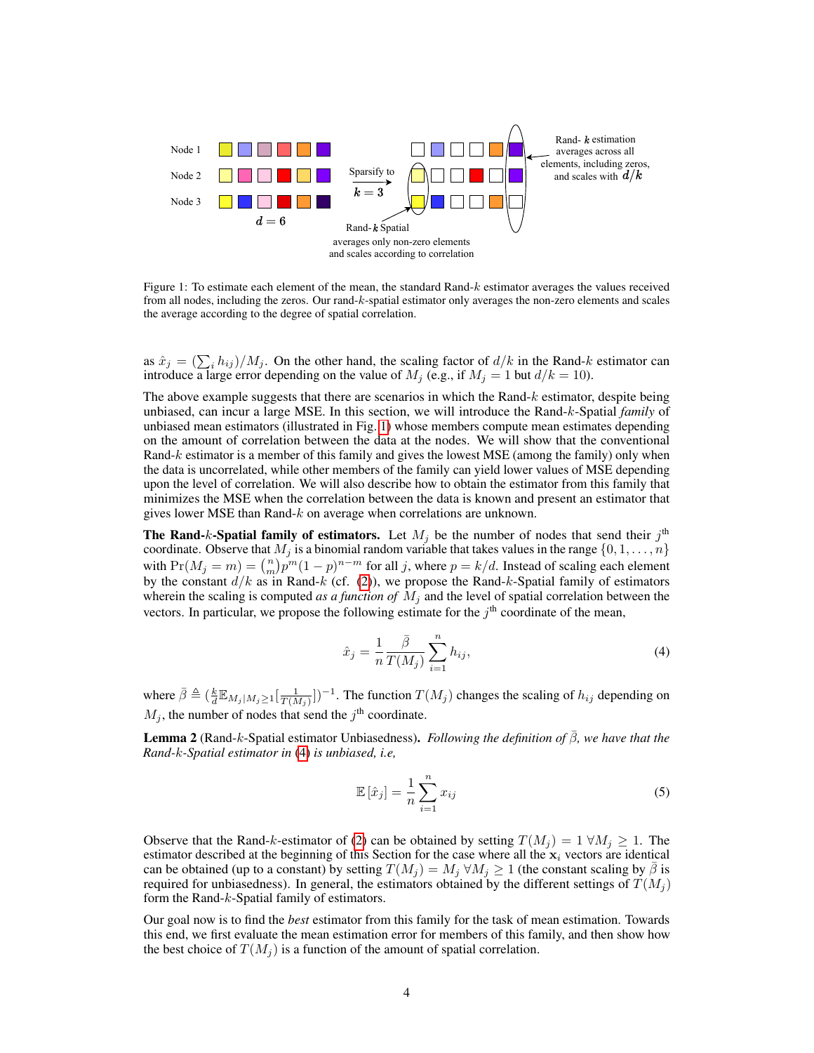Figure 1: To estimate each element of the mean, the standard Rand-$k$ estimator averages the values received from all nodes, including the zeros. Our rand-$k$-spatial estimator only averages the non-zero elements and scales the average according to the degree of spatial correlation.

as $\hat{x}_j = (\sum_i h_{ij})/M_j$. On the other hand, the scaling factor of $d/k$ in the Rand-$k$ estimator can introduce a large error depending on the value of $M_j$ (e.g., if $M_j = 1$ but $d/k = 10$).

The above example suggests that there are scenarios in which the Rand-$k$ estimator, despite being unbiased, can incur a large MSE. In this section, we will introduce the Rand-$k$-Spatial *family* of unbiased mean estimators (illustrated in Fig. 1) whose members compute mean estimates depending on the amount of correlation between the data at the nodes. We will show that the conventional Rand-$k$ estimator is a member of this family and gives the lowest MSE (among the family) only when the data is uncorrelated, while other members of the family can yield lower values of MSE depending upon the level of correlation. We will also describe how to obtain the estimator from this family that minimizes the MSE when the correlation between the data is known and present an estimator that gives lower MSE than Rand-$k$ on average when correlations are unknown.

**The Rand-$k$-Spatial family of estimators.** Let $M_j$ be the number of nodes that send their $j^{\text{th}}$ coordinate. Observe that $M_j$ is a binomial random variable that takes values in the range $\{0, 1, \dots, n\}$ with $\Pr(M_j = m) = \binom{n}{m} p^m (1-p)^{n-m}$ for all $j$, where $p = k/d$. Instead of scaling each element by the constant $d/k$ as in Rand-$k$ (cf. (2)), we propose the Rand-$k$-Spatial family of estimators wherein the scaling is computed *as a function of* $M_j$ and the level of spatial correlation between the vectors. In particular, we propose the following estimate for the $j^{\text{th}}$ coordinate of the mean,

$$\hat{x}_j = \frac{1}{n} \frac{\bar{\beta}}{T(M_j)} \sum_{i=1}^{n} h_{ij}, \tag{4}$$

where $\bar{\beta} \triangleq (\frac{k}{d} \mathbb{E}_{M_j | M_j \geq 1}[\frac{1}{T(M_j)}])^{-1}$. The function $T(M_j)$ changes the scaling of $h_{ij}$ depending on $M_j$, the number of nodes that send the $j^{\text{th}}$ coordinate.

**Lemma 2** (Rand-$k$-Spatial estimator Unbiasedness)**.** *Following the definition of $\bar{\beta}$, we have that the Rand-$k$-Spatial estimator in (4) is unbiased, i.e,*

$$\mathbb{E}[\hat{x}_j] = \frac{1}{n} \sum_{i=1}^{n} x_{ij} \tag{5}$$

Observe that the Rand-$k$-estimator of (2) can be obtained by setting $T(M_j) = 1 \ \forall M_j \geq 1$. The estimator described at the beginning of this Section for the case where all the $\mathbf{x}_i$ vectors are identical can be obtained (up to a constant) by setting $T(M_j) = M_j \ \forall M_j \geq 1$ (the constant scaling by $\bar{\beta}$ is required for unbiasedness). In general, the estimators obtained by the different settings of $T(M_j)$ form the Rand-$k$-Spatial family of estimators.

Our goal now is to find the *best* estimator from this family for the task of mean estimation. Towards this end, we first evaluate the mean estimation error for members of this family, and then show how the best choice of $T(M_j)$ is a function of the amount of spatial correlation.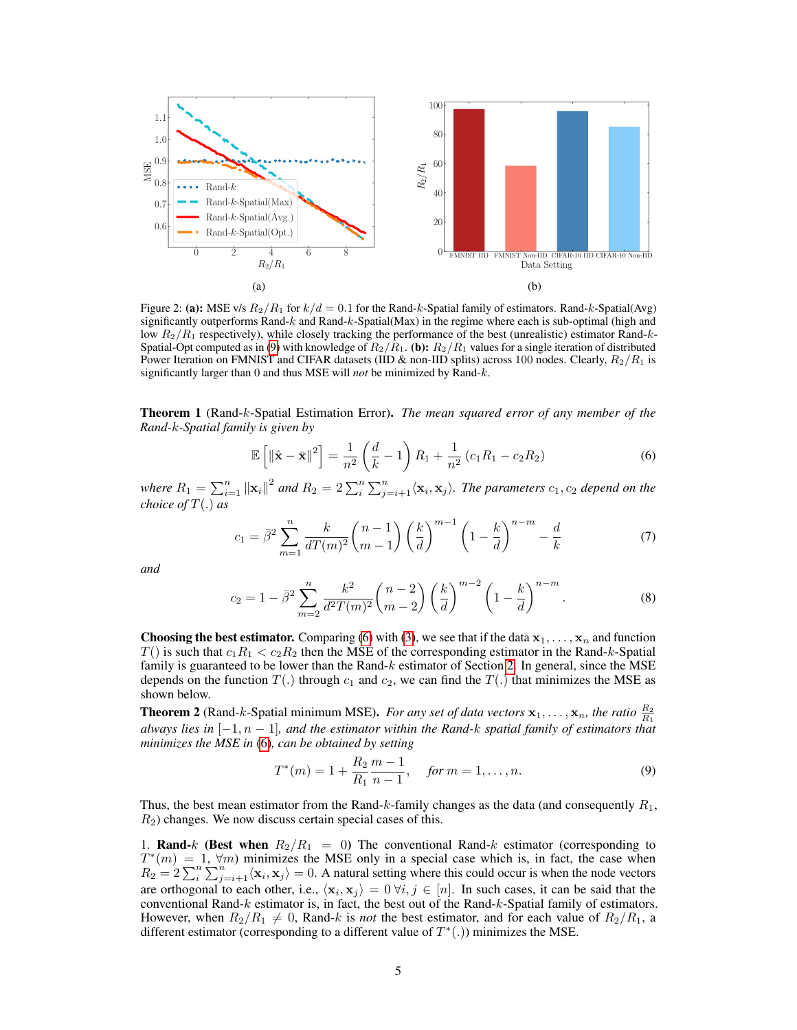Figure 2: **(a):** MSE v/s $R_2/R_1$ for $k/d = 0.1$ for the Rand-$k$-Spatial family of estimators. Rand-$k$-Spatial(Avg) significantly outperforms Rand-$k$ and Rand-$k$-Spatial(Max) in the regime where each is sub-optimal (high and low $R_2/R_1$ respectively), while closely tracking the performance of the best (unrealistic) estimator Rand-$k$-Spatial-Opt computed as in (9) with knowledge of $R_2/R_1$. **(b):** $R_2/R_1$ values for a single iteration of distributed Power Iteration on FMNIST and CIFAR datasets (IID & non-IID splits) across 100 nodes. Clearly, $R_2/R_1$ is significantly larger than 0 and thus MSE will *not* be minimized by Rand-$k$.

**Theorem 1** (Rand-$k$-Spatial Estimation Error). *The mean squared error of any member of the Rand-$k$-Spatial family is given by*

$$\mathbb{E}\left[\|\hat{\mathbf{x}} - \bar{\mathbf{x}}\|^2\right] = \frac{1}{n^2}\left(\frac{d}{k} - 1\right) R_1 + \frac{1}{n^2}\left(c_1 R_1 - c_2 R_2\right) \tag{6}$$

*where $R_1 = \sum_{i=1}^n \|\mathbf{x}_i\|^2$ and $R_2 = 2\sum_i^n \sum_{j=i+1}^n \langle \mathbf{x}_i, \mathbf{x}_j \rangle$. The parameters $c_1, c_2$ depend on the choice of $T(.)$ as*

$$c_1 = \bar{\beta}^2 \sum_{m=1}^{n} \frac{k}{dT(m)^2} \binom{n-1}{m-1} \left(\frac{k}{d}\right)^{m-1} \left(1 - \frac{k}{d}\right)^{n-m} - \frac{d}{k} \tag{7}$$

*and*

$$c_2 = 1 - \bar{\beta}^2 \sum_{m=2}^{n} \frac{k^2}{d^2 T(m)^2} \binom{n-2}{m-2} \left(\frac{k}{d}\right)^{m-2} \left(1 - \frac{k}{d}\right)^{n-m}. \tag{8}$$

**Choosing the best estimator.** Comparing (6) with (3), we see that if the data $\mathbf{x}_1, \ldots, \mathbf{x}_n$ and function $T()$ is such that $c_1 R_1 < c_2 R_2$ then the MSE of the corresponding estimator in the Rand-$k$-Spatial family is guaranteed to be lower than the Rand-$k$ estimator of Section 2. In general, since the MSE depends on the function $T(.)$ through $c_1$ and $c_2$, we can find the $T(.)$ that minimizes the MSE as shown below.

**Theorem 2** (Rand-$k$-Spatial minimum MSE). *For any set of data vectors $\mathbf{x}_1, \ldots, \mathbf{x}_n$, the ratio $\frac{R_2}{R_1}$ always lies in $[-1, n-1]$, and the estimator within the Rand-$k$ spatial family of estimators that minimizes the MSE in (6), can be obtained by setting*

$$T^*(m) = 1 + \frac{R_2}{R_1} \frac{m-1}{n-1}, \quad \text{for } m = 1, \ldots, n. \tag{9}$$

Thus, the best mean estimator from the Rand-$k$-family changes as the data (and consequently $R_1$, $R_2$) changes. We now discuss certain special cases of this.

1. **Rand-$k$ (Best when $R_2/R_1 = 0$)** The conventional Rand-$k$ estimator (corresponding to $T^*(m) = 1, \forall m$) minimizes the MSE only in a special case which is, in fact, the case when $R_2 = 2\sum_i^n \sum_{j=i+1}^n \langle \mathbf{x}_i, \mathbf{x}_j \rangle = 0$. A natural setting where this could occur is when the node vectors are orthogonal to each other, i.e., $\langle \mathbf{x}_i, \mathbf{x}_j \rangle = 0 \; \forall i, j \in [n]$. In such cases, it can be said that the conventional Rand-$k$ estimator is, in fact, the best out of the Rand-$k$-Spatial family of estimators. However, when $R_2/R_1 \neq 0$, Rand-$k$ is *not* the best estimator, and for each value of $R_2/R_1$, a different estimator (corresponding to a different value of $T^*(.)$) minimizes the MSE.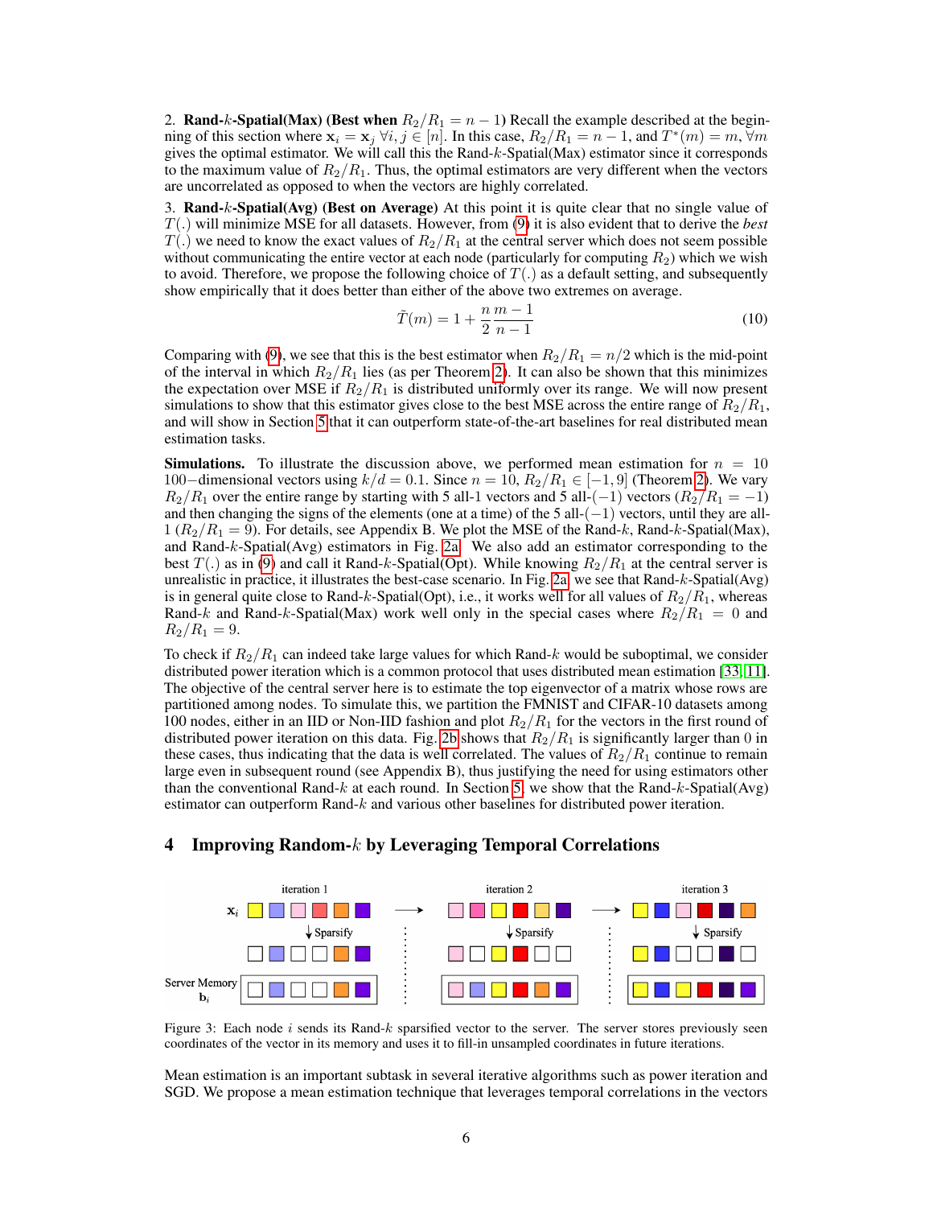2. **Rand-$k$-Spatial(Max) (Best when $R_2/R_1 = n-1$)** Recall the example described at the beginning of this section where $\mathbf{x}_i = \mathbf{x}_j \; \forall i, j \in [n]$. In this case, $R_2/R_1 = n-1$, and $T^*(m) = m, \forall m$ gives the optimal estimator. We will call this the Rand-$k$-Spatial(Max) estimator since it corresponds to the maximum value of $R_2/R_1$. Thus, the optimal estimators are very different when the vectors are uncorrelated as opposed to when the vectors are highly correlated.

3. **Rand-$k$-Spatial(Avg) (Best on Average)** At this point it is quite clear that no single value of $T(.)$ will minimize MSE for all datasets. However, from (9) it is also evident that to derive the *best* $T(.)$ we need to know the exact values of $R_2/R_1$ at the central server which does not seem possible without communicating the entire vector at each node (particularly for computing $R_2$) which we wish to avoid. Therefore, we propose the following choice of $T(.)$ as a default setting, and subsequently show empirically that it does better than either of the above two extremes on average.

$$\tilde{T}(m) = 1 + \frac{n}{2}\frac{m-1}{n-1} \tag{10}$$

Comparing with (9), we see that this is the best estimator when $R_2/R_1 = n/2$ which is the mid-point of the interval in which $R_2/R_1$ lies (as per Theorem 2). It can also be shown that this minimizes the expectation over MSE if $R_2/R_1$ is distributed uniformly over its range. We will now present simulations to show that this estimator gives close to the best MSE across the entire range of $R_2/R_1$, and will show in Section 5 that it can outperform state-of-the-art baselines for real distributed mean estimation tasks.

**Simulations.** To illustrate the discussion above, we performed mean estimation for $n = 10$ $100-$dimensional vectors using $k/d = 0.1$. Since $n = 10$, $R_2/R_1 \in [-1, 9]$ (Theorem 2). We vary $R_2/R_1$ over the entire range by starting with 5 all-1 vectors and 5 all-$(-1)$ vectors ($R_2/R_1 = -1$) and then changing the signs of the elements (one at a time) of the 5 all-$(-1)$ vectors, until they are all-1 ($R_2/R_1 = 9$). For details, see Appendix B. We plot the MSE of the Rand-$k$, Rand-$k$-Spatial(Max), and Rand-$k$-Spatial(Avg) estimators in Fig. 2a. We also add an estimator corresponding to the best $T(.)$ as in (9) and call it Rand-$k$-Spatial(Opt). While knowing $R_2/R_1$ at the central server is unrealistic in practice, it illustrates the best-case scenario. In Fig. 2a we see that Rand-$k$-Spatial(Avg) is in general quite close to Rand-$k$-Spatial(Opt), i.e., it works well for all values of $R_2/R_1$, whereas Rand-$k$ and Rand-$k$-Spatial(Max) work well only in the special cases where $R_2/R_1 = 0$ and $R_2/R_1 = 9$.

To check if $R_2/R_1$ can indeed take large values for which Rand-$k$ would be suboptimal, we consider distributed power iteration which is a common protocol that uses distributed mean estimation [33, 11]. The objective of the central server here is to estimate the top eigenvector of a matrix whose rows are partitioned among nodes. To simulate this, we partition the FMNIST and CIFAR-10 datasets among 100 nodes, either in an IID or Non-IID fashion and plot $R_2/R_1$ for the vectors in the first round of distributed power iteration on this data. Fig. 2b shows that $R_2/R_1$ is significantly larger than 0 in these cases, thus indicating that the data is well correlated. The values of $R_2/R_1$ continue to remain large even in subsequent round (see Appendix B), thus justifying the need for using estimators other than the conventional Rand-$k$ at each round. In Section 5, we show that the Rand-$k$-Spatial(Avg) estimator can outperform Rand-$k$ and various other baselines for distributed power iteration.

## 4 Improving Random-$k$ by Leveraging Temporal Correlations

Figure 3: Each node $i$ sends its Rand-$k$ sparsified vector to the server. The server stores previously seen coordinates of the vector in its memory and uses it to fill-in unsampled coordinates in future iterations.

Mean estimation is an important subtask in several iterative algorithms such as power iteration and SGD. We propose a mean estimation technique that leverages temporal correlations in the vectors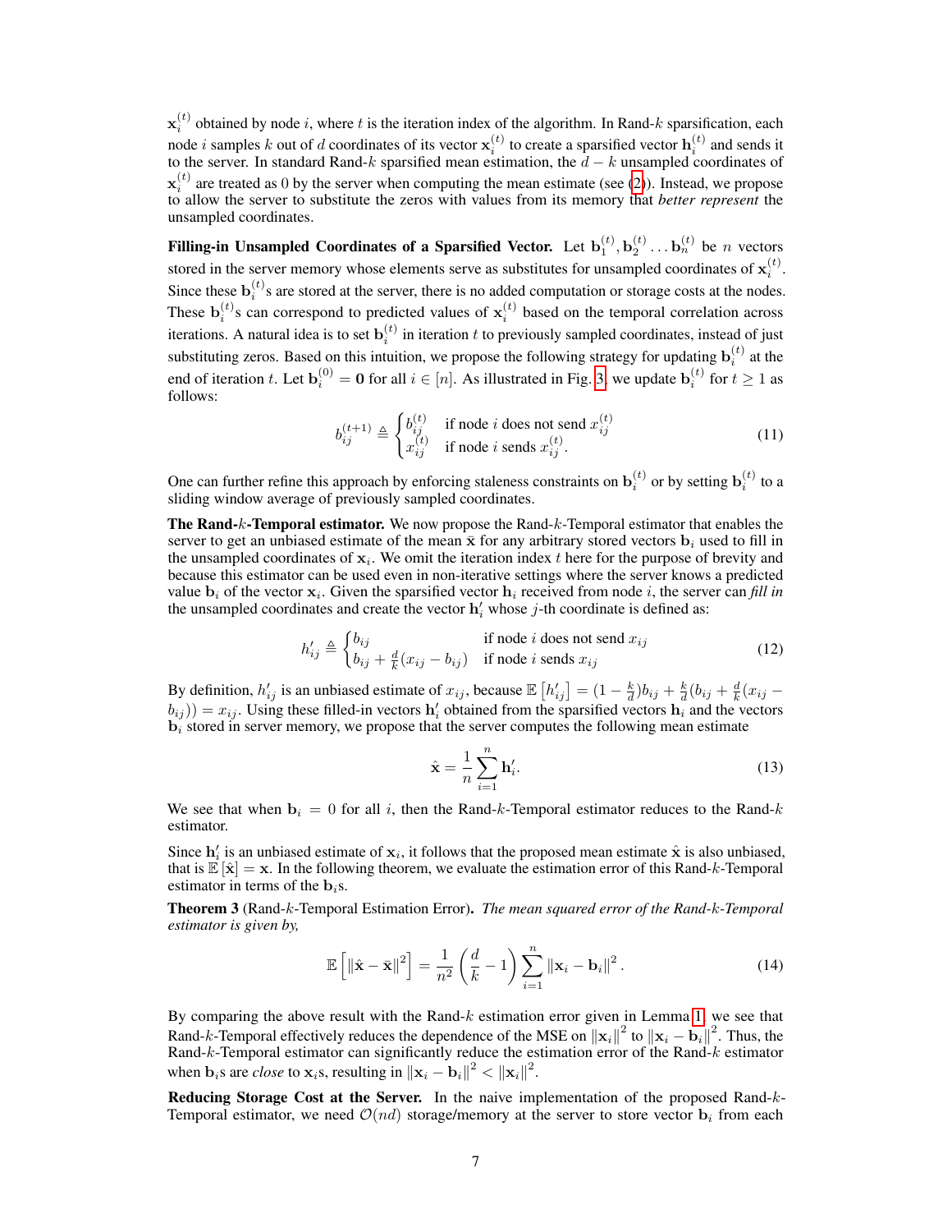$\mathbf{x}_i^{(t)}$ obtained by node $i$, where $t$ is the iteration index of the algorithm. In Rand-$k$ sparsification, each node $i$ samples $k$ out of $d$ coordinates of its vector $\mathbf{x}_i^{(t)}$ to create a sparsified vector $\mathbf{h}_i^{(t)}$ and sends it to the server. In standard Rand-$k$ sparsified mean estimation, the $d-k$ unsampled coordinates of $\mathbf{x}_i^{(t)}$ are treated as 0 by the server when computing the mean estimate (see (2)). Instead, we propose to allow the server to substitute the zeros with values from its memory that *better represent* the unsampled coordinates.

**Filling-in Unsampled Coordinates of a Sparsified Vector.** Let $\mathbf{b}_1^{(t)}, \mathbf{b}_2^{(t)} \dots \mathbf{b}_n^{(t)}$ be $n$ vectors stored in the server memory whose elements serve as substitutes for unsampled coordinates of $\mathbf{x}_i^{(t)}$. Since these $\mathbf{b}_i^{(t)}$s are stored at the server, there is no added computation or storage costs at the nodes. These $\mathbf{b}_i^{(t)}$s can correspond to predicted values of $\mathbf{x}_i^{(t)}$ based on the temporal correlation across iterations. A natural idea is to set $\mathbf{b}_i^{(t)}$ in iteration $t$ to previously sampled coordinates, instead of just substituting zeros. Based on this intuition, we propose the following strategy for updating $\mathbf{b}_i^{(t)}$ at the end of iteration $t$. Let $\mathbf{b}_i^{(0)} = \mathbf{0}$ for all $i \in [n]$. As illustrated in Fig. 3, we update $\mathbf{b}_i^{(t)}$ for $t \geq 1$ as follows:

$$b_{ij}^{(t+1)} \triangleq \begin{cases} b_{ij}^{(t)} & \text{if node } i \text{ does not send } x_{ij}^{(t)} \\ x_{ij}^{(t)} & \text{if node } i \text{ sends } x_{ij}^{(t)}. \end{cases} \tag{11}$$

One can further refine this approach by enforcing staleness constraints on $\mathbf{b}_i^{(t)}$ or by setting $\mathbf{b}_i^{(t)}$ to a sliding window average of previously sampled coordinates.

**The Rand-$k$-Temporal estimator.** We now propose the Rand-$k$-Temporal estimator that enables the server to get an unbiased estimate of the mean $\bar{\mathbf{x}}$ for any arbitrary stored vectors $\mathbf{b}_i$ used to fill in the unsampled coordinates of $\mathbf{x}_i$. We omit the iteration index $t$ here for the purpose of brevity and because this estimator can be used even in non-iterative settings where the server knows a predicted value $\mathbf{b}_i$ of the vector $\mathbf{x}_i$. Given the sparsified vector $\mathbf{h}_i$ received from node $i$, the server can *fill in* the unsampled coordinates and create the vector $\mathbf{h}'_i$ whose $j$-th coordinate is defined as:

$$h'_{ij} \triangleq \begin{cases} b_{ij} & \text{if node } i \text{ does not send } x_{ij} \\ b_{ij} + \frac{d}{k}(x_{ij} - b_{ij}) & \text{if node } i \text{ sends } x_{ij} \end{cases} \tag{12}$$

By definition, $h'_{ij}$ is an unbiased estimate of $x_{ij}$, because $\mathbb{E}\left[h'_{ij}\right] = (1 - \frac{k}{d})b_{ij} + \frac{k}{d}(b_{ij} + \frac{d}{k}(x_{ij} - b_{ij})) = x_{ij}$. Using these filled-in vectors $\mathbf{h}'_i$ obtained from the sparsified vectors $\mathbf{h}_i$ and the vectors $\mathbf{b}_i$ stored in server memory, we propose that the server computes the following mean estimate

$$\hat{\mathbf{x}} = \frac{1}{n} \sum_{i=1}^{n} \mathbf{h}'_i. \tag{13}$$

We see that when $\mathbf{b}_i = 0$ for all $i$, then the Rand-$k$-Temporal estimator reduces to the Rand-$k$ estimator.

Since $\mathbf{h}'_i$ is an unbiased estimate of $\mathbf{x}_i$, it follows that the proposed mean estimate $\hat{\mathbf{x}}$ is also unbiased, that is $\mathbb{E}\left[\hat{\mathbf{x}}\right] = \mathbf{x}$. In the following theorem, we evaluate the estimation error of this Rand-$k$-Temporal estimator in terms of the $\mathbf{b}_i$s.

**Theorem 3** (Rand-$k$-Temporal Estimation Error). *The mean squared error of the Rand-$k$-Temporal estimator is given by,*

$$\mathbb{E}\left[\left\|\hat{\mathbf{x}} - \bar{\mathbf{x}}\right\|^2\right] = \frac{1}{n^2}\left(\frac{d}{k} - 1\right) \sum_{i=1}^{n} \left\|\mathbf{x}_i - \mathbf{b}_i\right\|^2. \tag{14}$$

By comparing the above result with the Rand-$k$ estimation error given in Lemma 1, we see that Rand-$k$-Temporal effectively reduces the dependence of the MSE on $\left\|\mathbf{x}_i\right\|^2$ to $\left\|\mathbf{x}_i - \mathbf{b}_i\right\|^2$. Thus, the Rand-$k$-Temporal estimator can significantly reduce the estimation error of the Rand-$k$ estimator when $\mathbf{b}_i$s are *close* to $\mathbf{x}_i$s, resulting in $\left\|\mathbf{x}_i - \mathbf{b}_i\right\|^2 < \left\|\mathbf{x}_i\right\|^2$.

**Reducing Storage Cost at the Server.** In the naive implementation of the proposed Rand-$k$-Temporal estimator, we need $\mathcal{O}(nd)$ storage/memory at the server to store vector $\mathbf{b}_i$ from each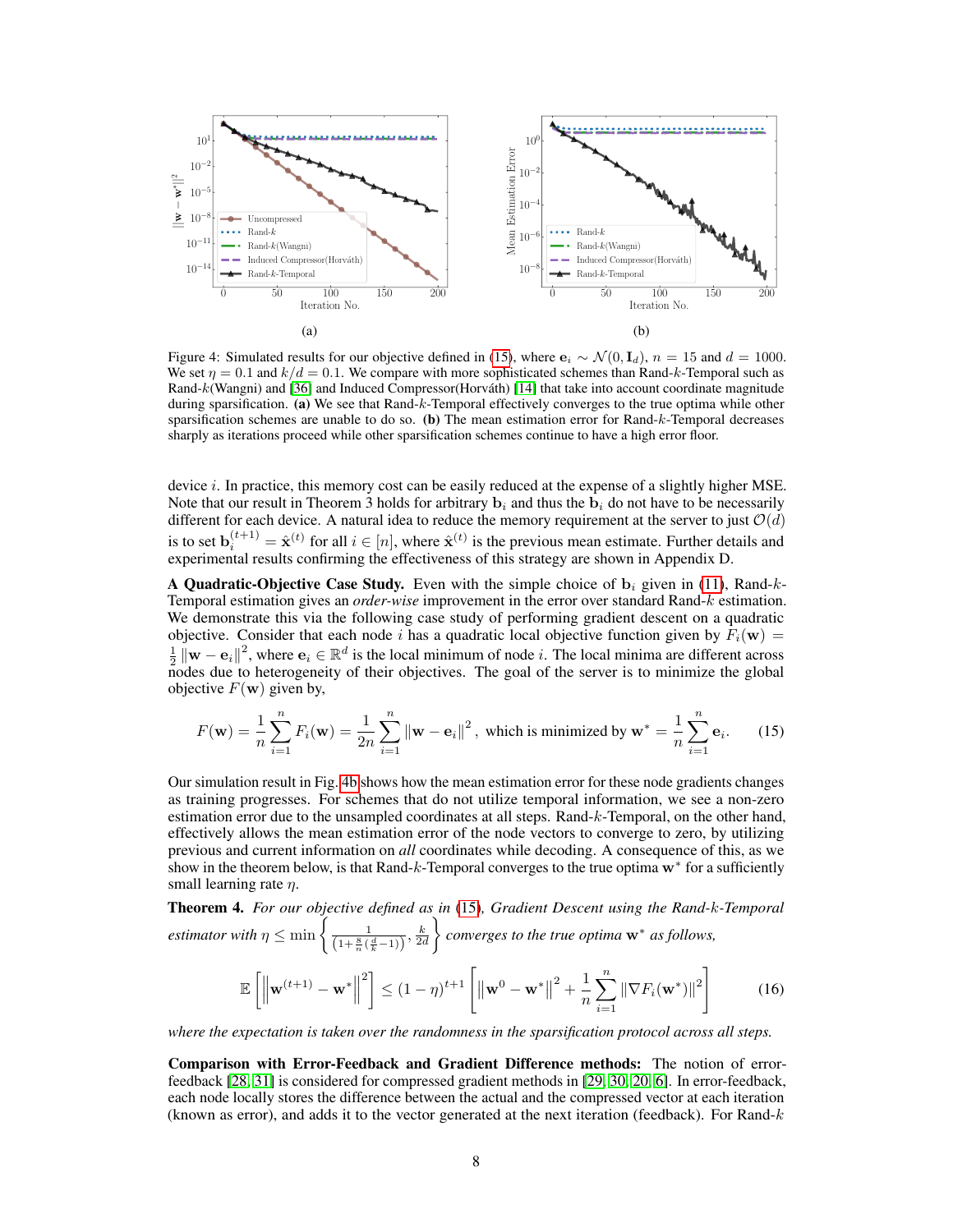Figure 4: Simulated results for our objective defined in (15), where $\mathbf{e}_i \sim \mathcal{N}(0, \mathbf{I}_d)$, $n = 15$ and $d = 1000$. We set $\eta = 0.1$ and $k/d = 0.1$. We compare with more sophisticated schemes than Rand-$k$-Temporal such as Rand-$k$(Wangni) and [36] and Induced Compressor(Horváth) [14] that take into account coordinate magnitude during sparsification. **(a)** We see that Rand-$k$-Temporal effectively converges to the true optima while other sparsification schemes are unable to do so. **(b)** The mean estimation error for Rand-$k$-Temporal decreases sharply as iterations proceed while other sparsification schemes continue to have a high error floor.

device $i$. In practice, this memory cost can be easily reduced at the expense of a slightly higher MSE. Note that our result in Theorem 3 holds for arbitrary $\mathbf{b}_i$ and thus the $\mathbf{b}_i$ do not have to be necessarily different for each device. A natural idea to reduce the memory requirement at the server to just $\mathcal{O}(d)$ is to set $\mathbf{b}_i^{(t+1)} = \hat{\mathbf{x}}^{(t)}$ for all $i \in [n]$, where $\hat{\mathbf{x}}^{(t)}$ is the previous mean estimate. Further details and experimental results confirming the effectiveness of this strategy are shown in Appendix D.

**A Quadratic-Objective Case Study.** Even with the simple choice of $\mathbf{b}_i$ given in (11), Rand-$k$-Temporal estimation gives an *order-wise* improvement in the error over standard Rand-$k$ estimation. We demonstrate this via the following case study of performing gradient descent on a quadratic objective. Consider that each node $i$ has a quadratic local objective function given by $F_i(\mathbf{w}) = \frac{1}{2}\left\|\mathbf{w} - \mathbf{e}_i\right\|^2$, where $\mathbf{e}_i \in \mathbb{R}^d$ is the local minimum of node $i$. The local minima are different across nodes due to heterogeneity of their objectives. The goal of the server is to minimize the global objective $F(\mathbf{w})$ given by,

$$F(\mathbf{w}) = \frac{1}{n}\sum_{i=1}^{n} F_i(\mathbf{w}) = \frac{1}{2n}\sum_{i=1}^{n}\left\|\mathbf{w} - \mathbf{e}_i\right\|^2, \text{ which is minimized by } \mathbf{w}^* = \frac{1}{n}\sum_{i=1}^{n}\mathbf{e}_i. \tag{15}$$

Our simulation result in Fig. 4b shows how the mean estimation error for these node gradients changes as training progresses. For schemes that do not utilize temporal information, we see a non-zero estimation error due to the unsampled coordinates at all steps. Rand-$k$-Temporal, on the other hand, effectively allows the mean estimation error of the node vectors to converge to zero, by utilizing previous and current information on *all* coordinates while decoding. A consequence of this, as we show in the theorem below, is that Rand-$k$-Temporal converges to the true optima $\mathbf{w}^*$ for a sufficiently small learning rate $\eta$.

**Theorem 4.** *For our objective defined as in (15), Gradient Descent using the Rand-$k$-Temporal estimator with $\eta \leq \min\left\{\frac{1}{\left(1+\frac{8}{n}\left(\frac{d}{k}-1\right)\right)}, \frac{k}{2d}\right\}$ converges to the true optima $\mathbf{w}^*$ as follows,*

$$\mathbb{E}\left[\left\|\mathbf{w}^{(t+1)} - \mathbf{w}^*\right\|^2\right] \leq (1-\eta)^{t+1}\left[\left\|\mathbf{w}^0 - \mathbf{w}^*\right\|^2 + \frac{1}{n}\sum_{i=1}^{n}\left\|\nabla F_i(\mathbf{w}^*)\right\|^2\right] \tag{16}$$

*where the expectation is taken over the randomness in the sparsification protocol across all steps.*

**Comparison with Error-Feedback and Gradient Difference methods:** The notion of error-feedback [28, 31] is considered for compressed gradient methods in [29, 30, 20, 6]. In error-feedback, each node locally stores the difference between the actual and the compressed vector at each iteration (known as error), and adds it to the vector generated at the next iteration (feedback). For Rand-$k$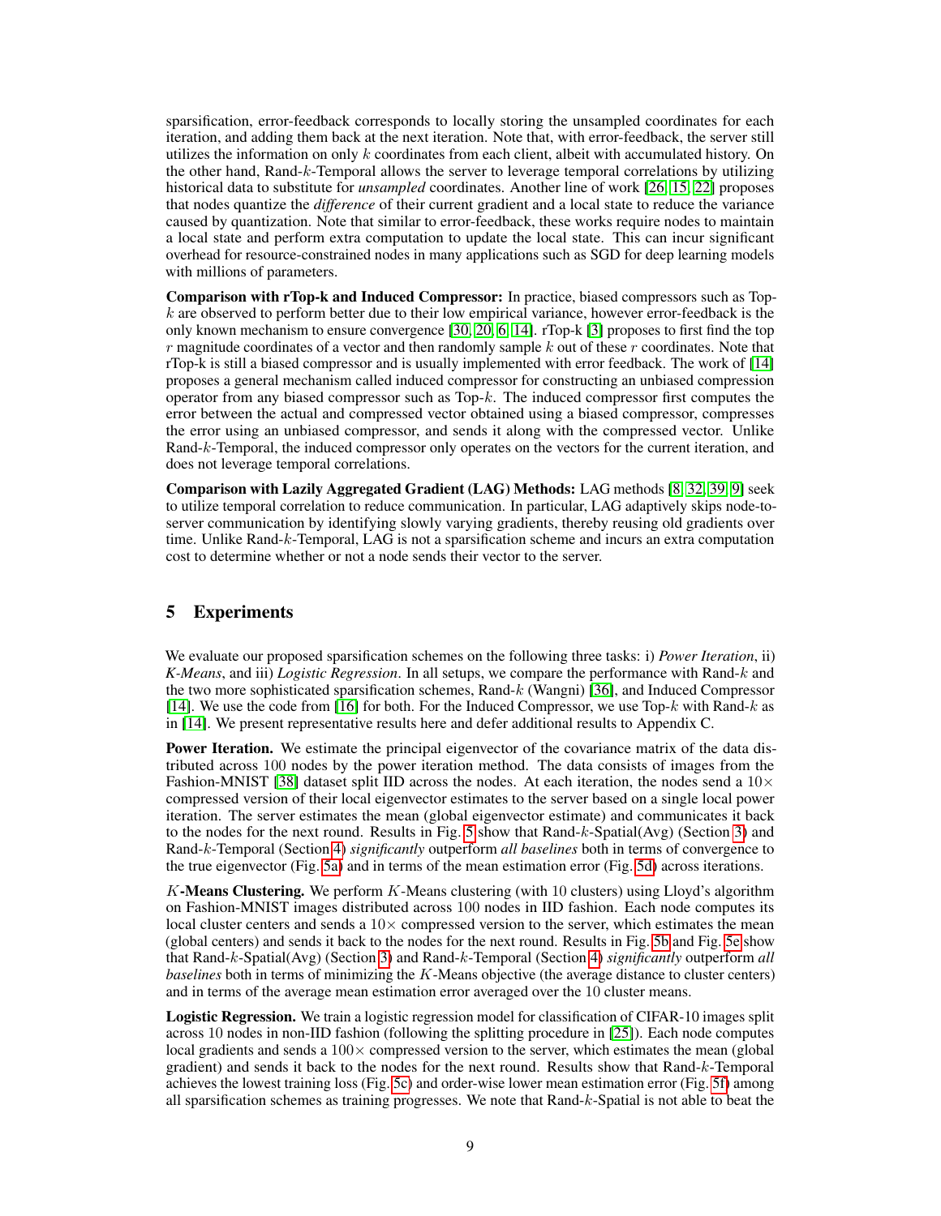sparsification, error-feedback corresponds to locally storing the unsampled coordinates for each iteration, and adding them back at the next iteration. Note that, with error-feedback, the server still utilizes the information on only $k$ coordinates from each client, albeit with accumulated history. On the other hand, Rand-$k$-Temporal allows the server to leverage temporal correlations by utilizing historical data to substitute for *unsampled* coordinates. Another line of work [26, 15, 22] proposes that nodes quantize the *difference* of their current gradient and a local state to reduce the variance caused by quantization. Note that similar to error-feedback, these works require nodes to maintain a local state and perform extra computation to update the local state. This can incur significant overhead for resource-constrained nodes in many applications such as SGD for deep learning models with millions of parameters.

**Comparison with rTop-k and Induced Compressor:** In practice, biased compressors such as Top-$k$ are observed to perform better due to their low empirical variance, however error-feedback is the only known mechanism to ensure convergence [30, 20, 6, 14]. rTop-k [3] proposes to first find the top $r$ magnitude coordinates of a vector and then randomly sample $k$ out of these $r$ coordinates. Note that rTop-k is still a biased compressor and is usually implemented with error feedback. The work of [14] proposes a general mechanism called induced compressor for constructing an unbiased compression operator from any biased compressor such as Top-$k$. The induced compressor first computes the error between the actual and compressed vector obtained using a biased compressor, compresses the error using an unbiased compressor, and sends it along with the compressed vector. Unlike Rand-$k$-Temporal, the induced compressor only operates on the vectors for the current iteration, and does not leverage temporal correlations.

**Comparison with Lazily Aggregated Gradient (LAG) Methods:** LAG methods [8, 32, 39, 9] seek to utilize temporal correlation to reduce communication. In particular, LAG adaptively skips node-to-server communication by identifying slowly varying gradients, thereby reusing old gradients over time. Unlike Rand-$k$-Temporal, LAG is not a sparsification scheme and incurs an extra computation cost to determine whether or not a node sends their vector to the server.

# 5 Experiments

We evaluate our proposed sparsification schemes on the following three tasks: i) *Power Iteration*, ii) *K-Means*, and iii) *Logistic Regression*. In all setups, we compare the performance with Rand-$k$ and the two more sophisticated sparsification schemes, Rand-$k$ (Wangni) [36], and Induced Compressor [14]. We use the code from [16] for both. For the Induced Compressor, we use Top-$k$ with Rand-$k$ as in [14]. We present representative results here and defer additional results to Appendix C.

**Power Iteration.** We estimate the principal eigenvector of the covariance matrix of the data distributed across 100 nodes by the power iteration method. The data consists of images from the Fashion-MNIST [38] dataset split IID across the nodes. At each iteration, the nodes send a $10\times$ compressed version of their local eigenvector estimates to the server based on a single local power iteration. The server estimates the mean (global eigenvector estimate) and communicates it back to the nodes for the next round. Results in Fig. 5 show that Rand-$k$-Spatial(Avg) (Section 3) and Rand-$k$-Temporal (Section 4) *significantly* outperform *all baselines* both in terms of convergence to the true eigenvector (Fig. 5a) and in terms of the mean estimation error (Fig. 5d) across iterations.

**$K$-Means Clustering.** We perform $K$-Means clustering (with 10 clusters) using Lloyd's algorithm on Fashion-MNIST images distributed across 100 nodes in IID fashion. Each node computes its local cluster centers and sends a $10\times$ compressed version to the server, which estimates the mean (global centers) and sends it back to the nodes for the next round. Results in Fig. 5b and Fig. 5e show that Rand-$k$-Spatial(Avg) (Section 3) and Rand-$k$-Temporal (Section 4) *significantly* outperform *all baselines* both in terms of minimizing the $K$-Means objective (the average distance to cluster centers) and in terms of the average mean estimation error averaged over the 10 cluster means.

**Logistic Regression.** We train a logistic regression model for classification of CIFAR-10 images split across 10 nodes in non-IID fashion (following the splitting procedure in [25]). Each node computes local gradients and sends a $100\times$ compressed version to the server, which estimates the mean (global gradient) and sends it back to the nodes for the next round. Results show that Rand-$k$-Temporal achieves the lowest training loss (Fig. 5c) and order-wise lower mean estimation error (Fig. 5f) among all sparsification schemes as training progresses. We note that Rand-$k$-Spatial is not able to beat the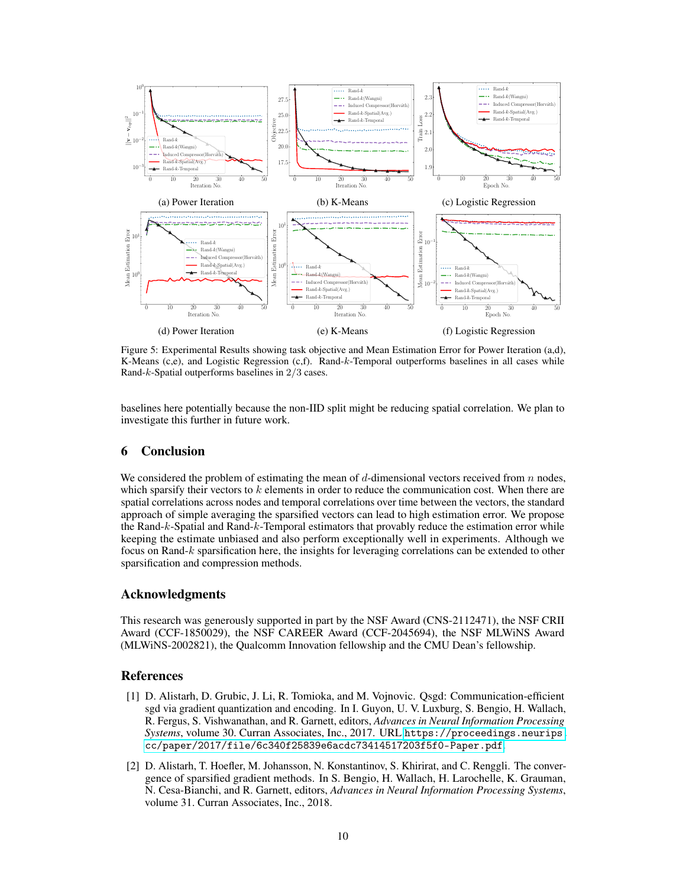(a) Power Iteration

(b) K-Means

(c) Logistic Regression

(d) Power Iteration

(e) K-Means

(f) Logistic Regression

Figure 5: Experimental Results showing task objective and Mean Estimation Error for Power Iteration (a,d), K-Means (c,e), and Logistic Regression (c,f). Rand-$k$-Temporal outperforms baselines in all cases while Rand-$k$-Spatial outperforms baselines in $2/3$ cases.

baselines here potentially because the non-IID split might be reducing spatial correlation. We plan to investigate this further in future work.

## 6 Conclusion

We considered the problem of estimating the mean of $d$-dimensional vectors received from $n$ nodes, which sparsify their vectors to $k$ elements in order to reduce the communication cost. When there are spatial correlations across nodes and temporal correlations over time between the vectors, the standard approach of simple averaging the sparsified vectors can lead to high estimation error. We propose the Rand-$k$-Spatial and Rand-$k$-Temporal estimators that provably reduce the estimation error while keeping the estimate unbiased and also perform exceptionally well in experiments. Although we focus on Rand-$k$ sparsification here, the insights for leveraging correlations can be extended to other sparsification and compression methods.

## Acknowledgments

This research was generously supported in part by the NSF Award (CNS-2112471), the NSF CRII Award (CCF-1850029), the NSF CAREER Award (CCF-2045694), the NSF MLWiNS Award (MLWiNS-2002821), the Qualcomm Innovation fellowship and the CMU Dean's fellowship.

## References

[1] D. Alistarh, D. Grubic, J. Li, R. Tomioka, and M. Vojnovic. Qsgd: Communication-efficient sgd via gradient quantization and encoding. In I. Guyon, U. V. Luxburg, S. Bengio, H. Wallach, R. Fergus, S. Vishwanathan, and R. Garnett, editors, *Advances in Neural Information Processing Systems*, volume 30. Curran Associates, Inc., 2017. URL https://proceedings.neurips.cc/paper/2017/file/6c340f25839e6acdc73414517203f5f0-Paper.pdf.

[2] D. Alistarh, T. Hoefler, M. Johansson, N. Konstantinov, S. Khirirat, and C. Renggli. The convergence of sparsified gradient methods. In S. Bengio, H. Wallach, H. Larochelle, K. Grauman, N. Cesa-Bianchi, and R. Garnett, editors, *Advances in Neural Information Processing Systems*, volume 31. Curran Associates, Inc., 2018.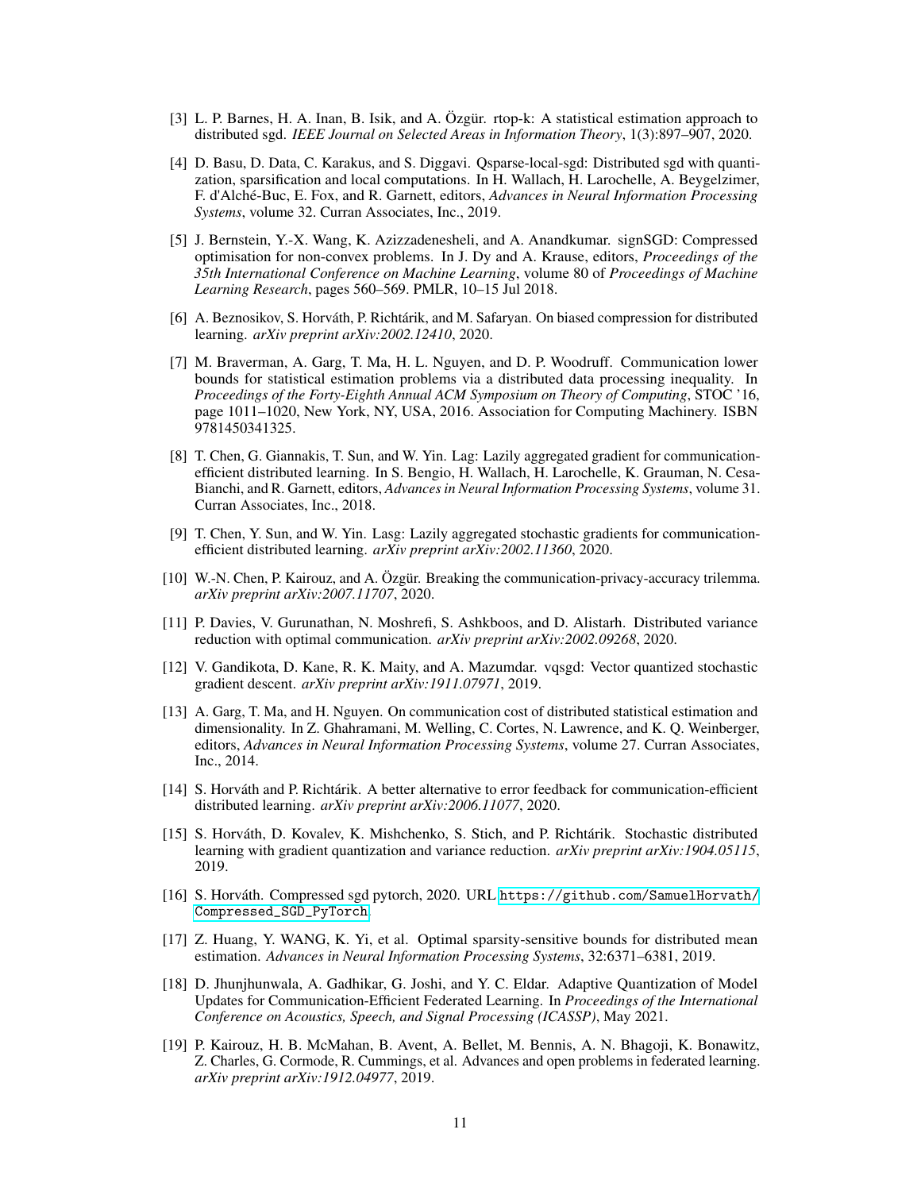[3] L. P. Barnes, H. A. Inan, B. Isik, and A. Özgür. rtop-k: A statistical estimation approach to distributed sgd. *IEEE Journal on Selected Areas in Information Theory*, 1(3):897–907, 2020.

[4] D. Basu, D. Data, C. Karakus, and S. Diggavi. Qsparse-local-sgd: Distributed sgd with quantization, sparsification and local computations. In H. Wallach, H. Larochelle, A. Beygelzimer, F. d'Alché-Buc, E. Fox, and R. Garnett, editors, *Advances in Neural Information Processing Systems*, volume 32. Curran Associates, Inc., 2019.

[5] J. Bernstein, Y.-X. Wang, K. Azizzadenesheli, and A. Anandkumar. signSGD: Compressed optimisation for non-convex problems. In J. Dy and A. Krause, editors, *Proceedings of the 35th International Conference on Machine Learning*, volume 80 of *Proceedings of Machine Learning Research*, pages 560–569. PMLR, 10–15 Jul 2018.

[6] A. Beznosikov, S. Horváth, P. Richtárik, and M. Safaryan. On biased compression for distributed learning. *arXiv preprint arXiv:2002.12410*, 2020.

[7] M. Braverman, A. Garg, T. Ma, H. L. Nguyen, and D. P. Woodruff. Communication lower bounds for statistical estimation problems via a distributed data processing inequality. In *Proceedings of the Forty-Eighth Annual ACM Symposium on Theory of Computing*, STOC '16, page 1011–1020, New York, NY, USA, 2016. Association for Computing Machinery. ISBN 9781450341325.

[8] T. Chen, G. Giannakis, T. Sun, and W. Yin. Lag: Lazily aggregated gradient for communication-efficient distributed learning. In S. Bengio, H. Wallach, H. Larochelle, K. Grauman, N. Cesa-Bianchi, and R. Garnett, editors, *Advances in Neural Information Processing Systems*, volume 31. Curran Associates, Inc., 2018.

[9] T. Chen, Y. Sun, and W. Yin. Lasg: Lazily aggregated stochastic gradients for communication-efficient distributed learning. *arXiv preprint arXiv:2002.11360*, 2020.

[10] W.-N. Chen, P. Kairouz, and A. Özgür. Breaking the communication-privacy-accuracy trilemma. *arXiv preprint arXiv:2007.11707*, 2020.

[11] P. Davies, V. Gurunathan, N. Moshrefi, S. Ashkboos, and D. Alistarh. Distributed variance reduction with optimal communication. *arXiv preprint arXiv:2002.09268*, 2020.

[12] V. Gandikota, D. Kane, R. K. Maity, and A. Mazumdar. vqsgd: Vector quantized stochastic gradient descent. *arXiv preprint arXiv:1911.07971*, 2019.

[13] A. Garg, T. Ma, and H. Nguyen. On communication cost of distributed statistical estimation and dimensionality. In Z. Ghahramani, M. Welling, C. Cortes, N. Lawrence, and K. Q. Weinberger, editors, *Advances in Neural Information Processing Systems*, volume 27. Curran Associates, Inc., 2014.

[14] S. Horváth and P. Richtárik. A better alternative to error feedback for communication-efficient distributed learning. *arXiv preprint arXiv:2006.11077*, 2020.

[15] S. Horváth, D. Kovalev, K. Mishchenko, S. Stich, and P. Richtárik. Stochastic distributed learning with gradient quantization and variance reduction. *arXiv preprint arXiv:1904.05115*, 2019.

[16] S. Horváth. Compressed sgd pytorch, 2020. URL https://github.com/SamuelHorvath/Compressed_SGD_PyTorch.

[17] Z. Huang, Y. WANG, K. Yi, et al. Optimal sparsity-sensitive bounds for distributed mean estimation. *Advances in Neural Information Processing Systems*, 32:6371–6381, 2019.

[18] D. Jhunjhunwala, A. Gadhikar, G. Joshi, and Y. C. Eldar. Adaptive Quantization of Model Updates for Communication-Efficient Federated Learning. In *Proceedings of the International Conference on Acoustics, Speech, and Signal Processing (ICASSP)*, May 2021.

[19] P. Kairouz, H. B. McMahan, B. Avent, A. Bellet, M. Bennis, A. N. Bhagoji, K. Bonawitz, Z. Charles, G. Cormode, R. Cummings, et al. Advances and open problems in federated learning. *arXiv preprint arXiv:1912.04977*, 2019.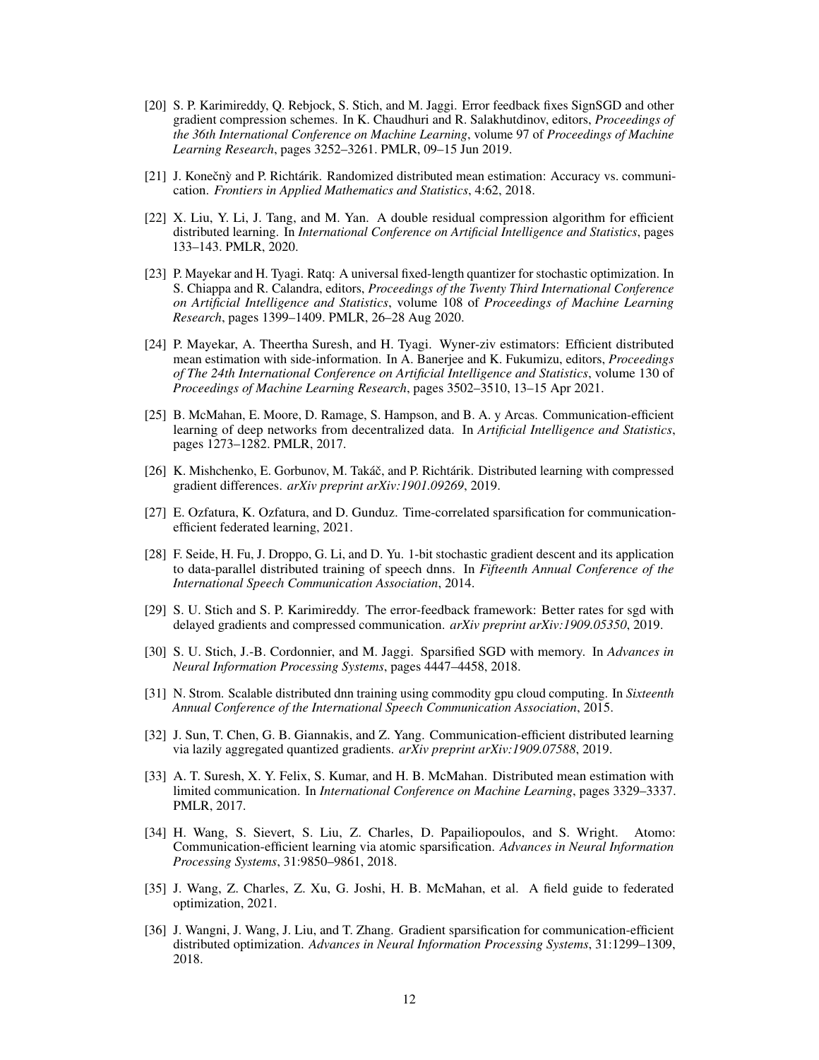[20] S. P. Karimireddy, Q. Rebjock, S. Stich, and M. Jaggi. Error feedback fixes SignSGD and other gradient compression schemes. In K. Chaudhuri and R. Salakhutdinov, editors, *Proceedings of the 36th International Conference on Machine Learning*, volume 97 of *Proceedings of Machine Learning Research*, pages 3252–3261. PMLR, 09–15 Jun 2019.

[21] J. Konečnỳ and P. Richtárik. Randomized distributed mean estimation: Accuracy vs. communication. *Frontiers in Applied Mathematics and Statistics*, 4:62, 2018.

[22] X. Liu, Y. Li, J. Tang, and M. Yan. A double residual compression algorithm for efficient distributed learning. In *International Conference on Artificial Intelligence and Statistics*, pages 133–143. PMLR, 2020.

[23] P. Mayekar and H. Tyagi. Ratq: A universal fixed-length quantizer for stochastic optimization. In S. Chiappa and R. Calandra, editors, *Proceedings of the Twenty Third International Conference on Artificial Intelligence and Statistics*, volume 108 of *Proceedings of Machine Learning Research*, pages 1399–1409. PMLR, 26–28 Aug 2020.

[24] P. Mayekar, A. Theertha Suresh, and H. Tyagi. Wyner-ziv estimators: Efficient distributed mean estimation with side-information. In A. Banerjee and K. Fukumizu, editors, *Proceedings of The 24th International Conference on Artificial Intelligence and Statistics*, volume 130 of *Proceedings of Machine Learning Research*, pages 3502–3510, 13–15 Apr 2021.

[25] B. McMahan, E. Moore, D. Ramage, S. Hampson, and B. A. y Arcas. Communication-efficient learning of deep networks from decentralized data. In *Artificial Intelligence and Statistics*, pages 1273–1282. PMLR, 2017.

[26] K. Mishchenko, E. Gorbunov, M. Takáč, and P. Richtárik. Distributed learning with compressed gradient differences. *arXiv preprint arXiv:1901.09269*, 2019.

[27] E. Ozfatura, K. Ozfatura, and D. Gunduz. Time-correlated sparsification for communication-efficient federated learning, 2021.

[28] F. Seide, H. Fu, J. Droppo, G. Li, and D. Yu. 1-bit stochastic gradient descent and its application to data-parallel distributed training of speech dnns. In *Fifteenth Annual Conference of the International Speech Communication Association*, 2014.

[29] S. U. Stich and S. P. Karimireddy. The error-feedback framework: Better rates for sgd with delayed gradients and compressed communication. *arXiv preprint arXiv:1909.05350*, 2019.

[30] S. U. Stich, J.-B. Cordonnier, and M. Jaggi. Sparsified SGD with memory. In *Advances in Neural Information Processing Systems*, pages 4447–4458, 2018.

[31] N. Strom. Scalable distributed dnn training using commodity gpu cloud computing. In *Sixteenth Annual Conference of the International Speech Communication Association*, 2015.

[32] J. Sun, T. Chen, G. B. Giannakis, and Z. Yang. Communication-efficient distributed learning via lazily aggregated quantized gradients. *arXiv preprint arXiv:1909.07588*, 2019.

[33] A. T. Suresh, X. Y. Felix, S. Kumar, and H. B. McMahan. Distributed mean estimation with limited communication. In *International Conference on Machine Learning*, pages 3329–3337. PMLR, 2017.

[34] H. Wang, S. Sievert, S. Liu, Z. Charles, D. Papailiopoulos, and S. Wright. Atomo: Communication-efficient learning via atomic sparsification. *Advances in Neural Information Processing Systems*, 31:9850–9861, 2018.

[35] J. Wang, Z. Charles, Z. Xu, G. Joshi, H. B. McMahan, et al. A field guide to federated optimization, 2021.

[36] J. Wangni, J. Wang, J. Liu, and T. Zhang. Gradient sparsification for communication-efficient distributed optimization. *Advances in Neural Information Processing Systems*, 31:1299–1309, 2018.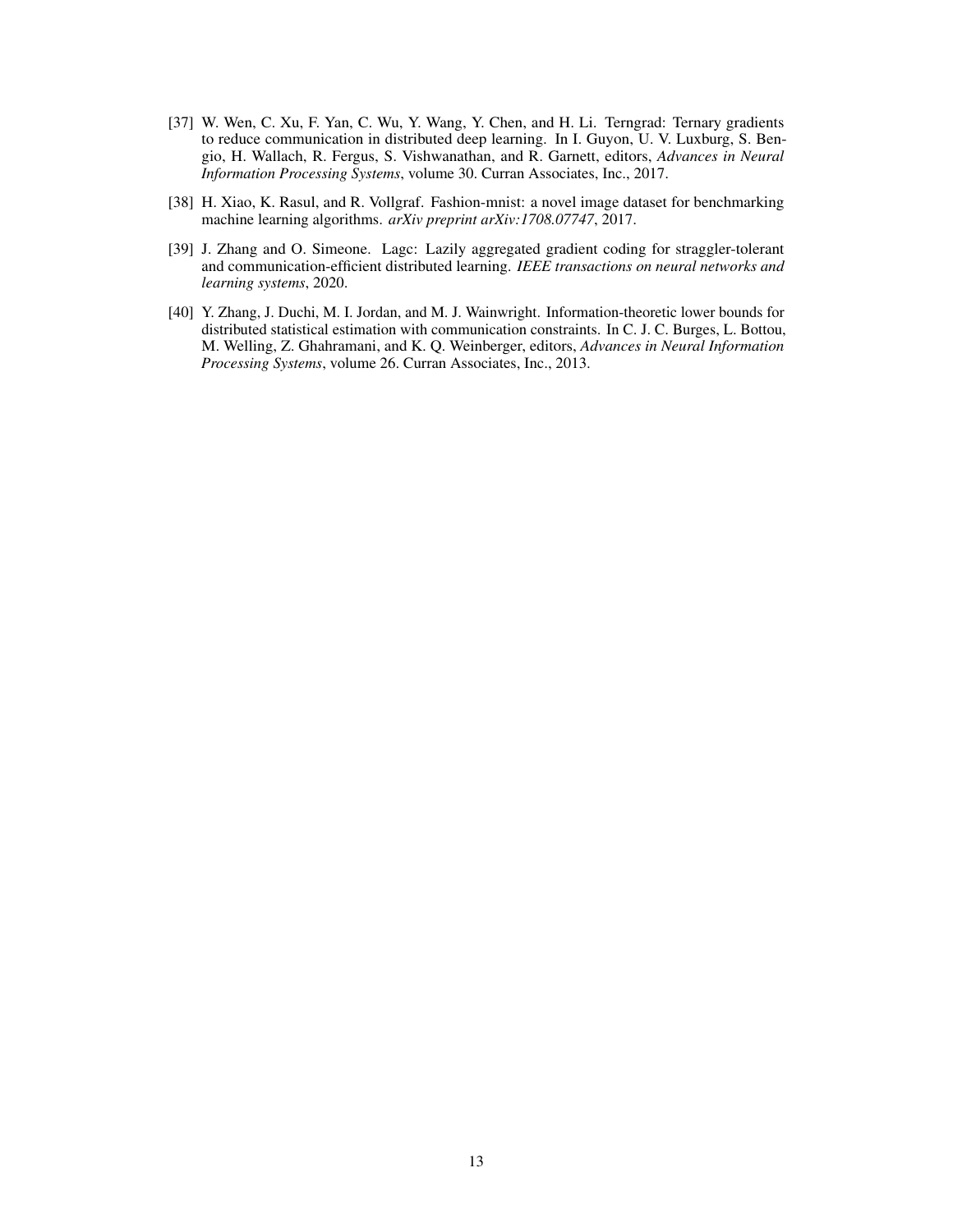[37] W. Wen, C. Xu, F. Yan, C. Wu, Y. Wang, Y. Chen, and H. Li. Terngrad: Ternary gradients to reduce communication in distributed deep learning. In I. Guyon, U. V. Luxburg, S. Bengio, H. Wallach, R. Fergus, S. Vishwanathan, and R. Garnett, editors, *Advances in Neural Information Processing Systems*, volume 30. Curran Associates, Inc., 2017.

[38] H. Xiao, K. Rasul, and R. Vollgraf. Fashion-mnist: a novel image dataset for benchmarking machine learning algorithms. *arXiv preprint arXiv:1708.07747*, 2017.

[39] J. Zhang and O. Simeone. Lagc: Lazily aggregated gradient coding for straggler-tolerant and communication-efficient distributed learning. *IEEE transactions on neural networks and learning systems*, 2020.

[40] Y. Zhang, J. Duchi, M. I. Jordan, and M. J. Wainwright. Information-theoretic lower bounds for distributed statistical estimation with communication constraints. In C. J. C. Burges, L. Bottou, M. Welling, Z. Ghahramani, and K. Q. Weinberger, editors, *Advances in Neural Information Processing Systems*, volume 26. Curran Associates, Inc., 2013.